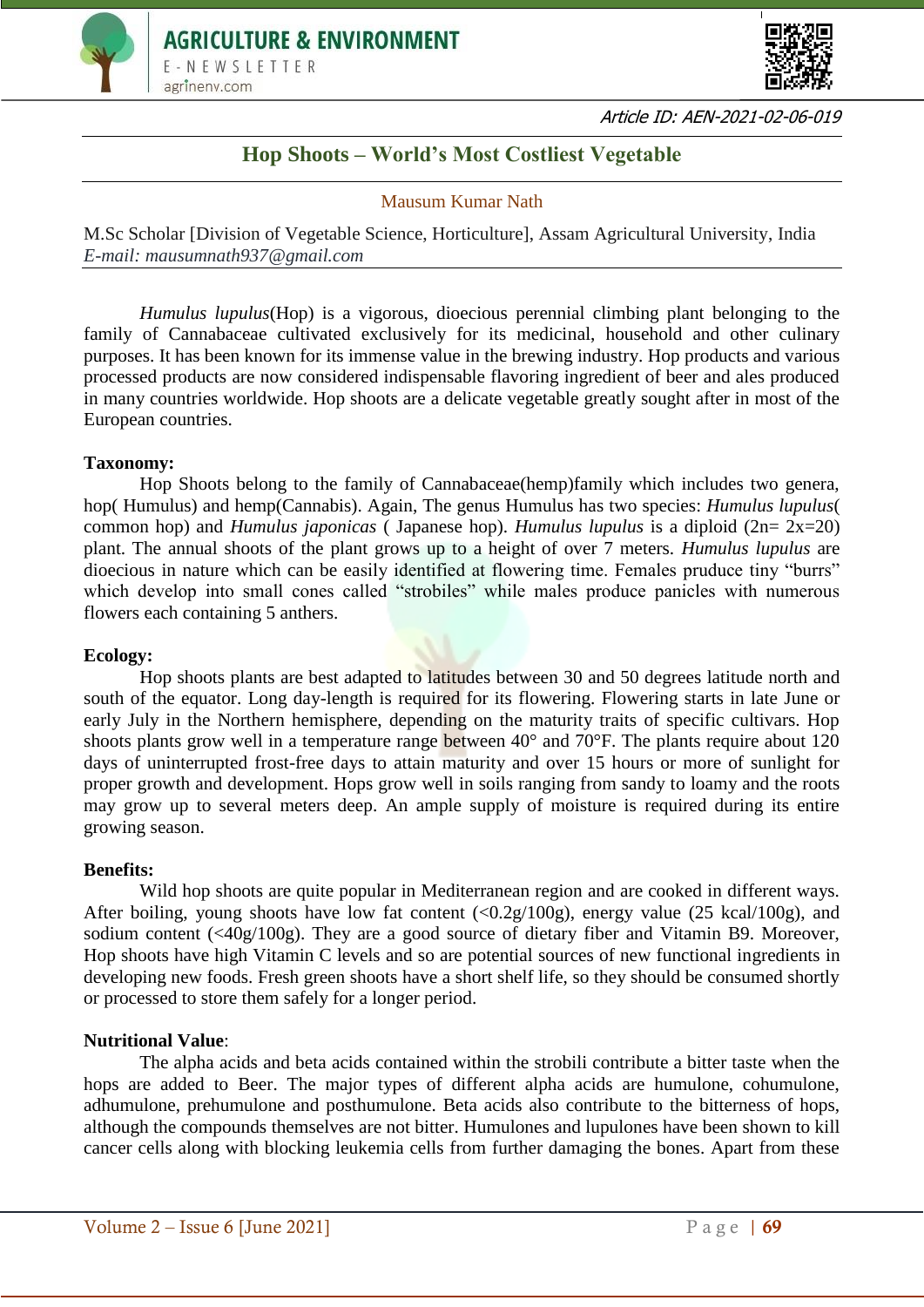Article ID: AEN-2021-02-06-019

# Hop Shoots – World's Most Costliest Vegetable

Mausum Kumar Nath

M.Sc Scholar [Division of Vegetable Science, Horticulture], Assam Agricultural University, India
*E-mail: mausumnath937@gmail.com*

*Humulus lupulus*(Hop) is a vigorous, dioecious perennial climbing plant belonging to the family of Cannabaceae cultivated exclusively for its medicinal, household and other culinary purposes. It has been known for its immense value in the brewing industry. Hop products and various processed products are now considered indispensable flavoring ingredient of beer and ales produced in many countries worldwide. Hop shoots are a delicate vegetable greatly sought after in most of the European countries.

**Taxonomy:**

Hop Shoots belong to the family of Cannabaceae(hemp)family which includes two genera, hop( Humulus) and hemp(Cannabis). Again, The genus Humulus has two species: *Humulus lupulus*( common hop) and *Humulus japonicas* ( Japanese hop). *Humulus lupulus* is a diploid (2n= 2x=20) plant. The annual shoots of the plant grows up to a height of over 7 meters. *Humulus lupulus* are dioecious in nature which can be easily identified at flowering time. Females pruduce tiny "burrs" which develop into small cones called "strobiles" while males produce panicles with numerous flowers each containing 5 anthers.

**Ecology:**

Hop shoots plants are best adapted to latitudes between 30 and 50 degrees latitude north and south of the equator. Long day-length is required for its flowering. Flowering starts in late June or early July in the Northern hemisphere, depending on the maturity traits of specific cultivars. Hop shoots plants grow well in a temperature range between 40° and 70°F. The plants require about 120 days of uninterrupted frost-free days to attain maturity and over 15 hours or more of sunlight for proper growth and development. Hops grow well in soils ranging from sandy to loamy and the roots may grow up to several meters deep. An ample supply of moisture is required during its entire growing season.

**Benefits:**

Wild hop shoots are quite popular in Mediterranean region and are cooked in different ways. After boiling, young shoots have low fat content (<0.2g/100g), energy value (25 kcal/100g), and sodium content (<40g/100g). They are a good source of dietary fiber and Vitamin B9. Moreover, Hop shoots have high Vitamin C levels and so are potential sources of new functional ingredients in developing new foods. Fresh green shoots have a short shelf life, so they should be consumed shortly or processed to store them safely for a longer period.

**Nutritional Value**:

The alpha acids and beta acids contained within the strobili contribute a bitter taste when the hops are added to Beer. The major types of different alpha acids are humulone, cohumulone, adhumulone, prehumulone and posthumulone. Beta acids also contribute to the bitterness of hops, although the compounds themselves are not bitter. Humulones and lupulones have been shown to kill cancer cells along with blocking leukemia cells from further damaging the bones. Apart from these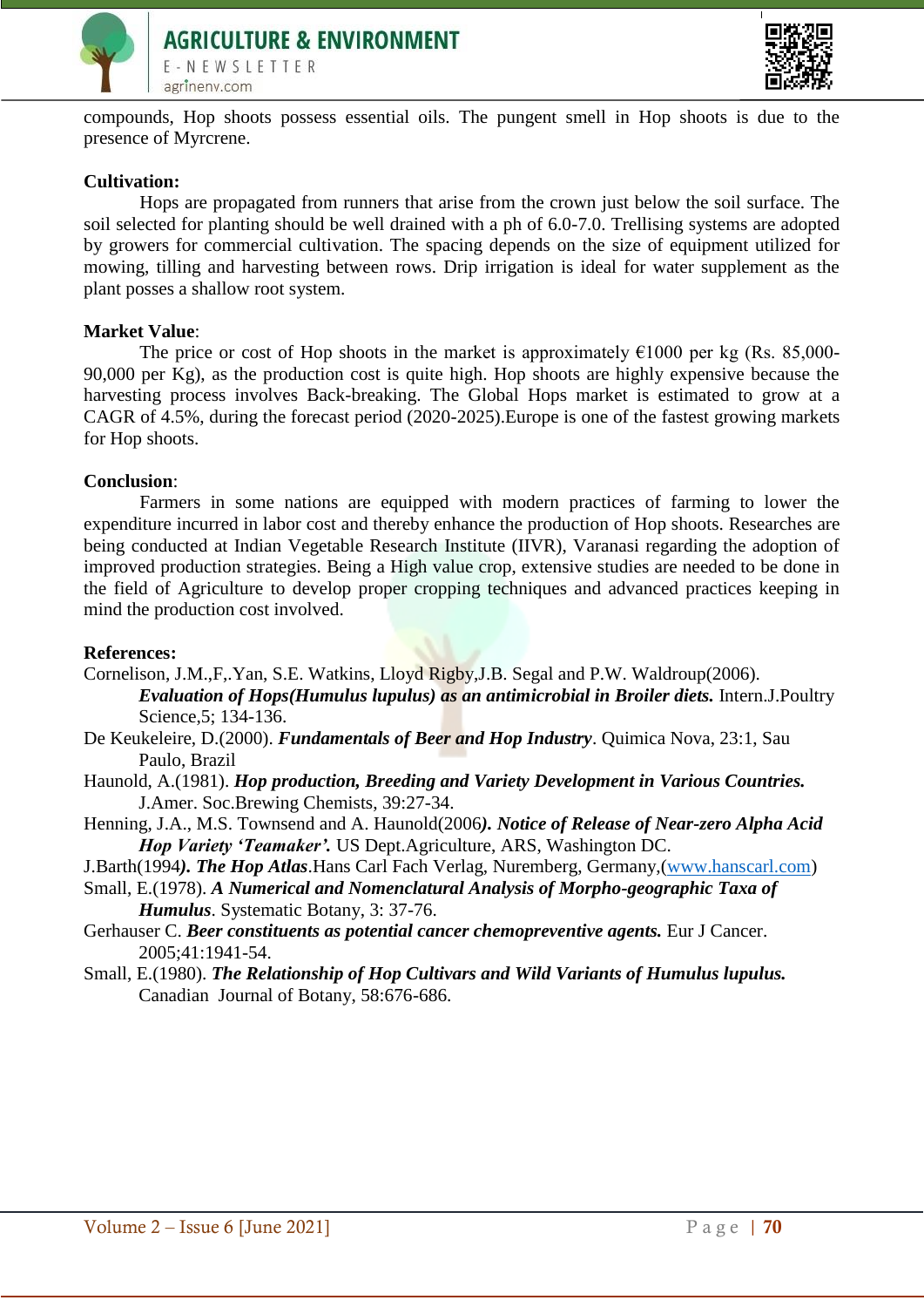compounds, Hop shoots possess essential oils. The pungent smell in Hop shoots is due to the presence of Myrcrene.

**Cultivation:**

Hops are propagated from runners that arise from the crown just below the soil surface. The soil selected for planting should be well drained with a ph of 6.0-7.0. Trellising systems are adopted by growers for commercial cultivation. The spacing depends on the size of equipment utilized for mowing, tilling and harvesting between rows. Drip irrigation is ideal for water supplement as the plant posses a shallow root system.

**Market Value**:

The price or cost of Hop shoots in the market is approximately €1000 per kg (Rs. 85,000-90,000 per Kg), as the production cost is quite high. Hop shoots are highly expensive because the harvesting process involves Back-breaking. The Global Hops market is estimated to grow at a CAGR of 4.5%, during the forecast period (2020-2025).Europe is one of the fastest growing markets for Hop shoots.

**Conclusion**:

Farmers in some nations are equipped with modern practices of farming to lower the expenditure incurred in labor cost and thereby enhance the production of Hop shoots. Researches are being conducted at Indian Vegetable Research Institute (IIVR), Varanasi regarding the adoption of improved production strategies. Being a High value crop, extensive studies are needed to be done in the field of Agriculture to develop proper cropping techniques and advanced practices keeping in mind the production cost involved.

**References:**

Cornelison, J.M.,F,.Yan, S.E. Watkins, Lloyd Rigby,J.B. Segal and P.W. Waldroup(2006). ***Evaluation of Hops(Humulus lupulus) as an antimicrobial in Broiler diets.*** Intern.J.Poultry Science,5; 134-136.

De Keukeleire, D.(2000). ***Fundamentals of Beer and Hop Industry***. Quimica Nova, 23:1, Sau Paulo, Brazil

Haunold, A.(1981). ***Hop production, Breeding and Variety Development in Various Countries.*** J.Amer. Soc.Brewing Chemists, 39:27-34.

Henning, J.A., M.S. Townsend and A. Haunold(2006***). Notice of Release of Near-zero Alpha Acid Hop Variety 'Teamaker'.*** US Dept.Agriculture, ARS, Washington DC.

J.Barth(1994***). The Hop Atlas***.Hans Carl Fach Verlag, Nuremberg, Germany,(www.hanscarl.com)

Small, E.(1978). ***A Numerical and Nomenclatural Analysis of Morpho-geographic Taxa of Humulus***. Systematic Botany, 3: 37-76.

Gerhauser C. ***Beer constituents as potential cancer chemopreventive agents.*** Eur J Cancer. 2005;41:1941-54.

Small, E.(1980). ***The Relationship of Hop Cultivars and Wild Variants of Humulus lupulus.*** Canadian Journal of Botany, 58:676-686.